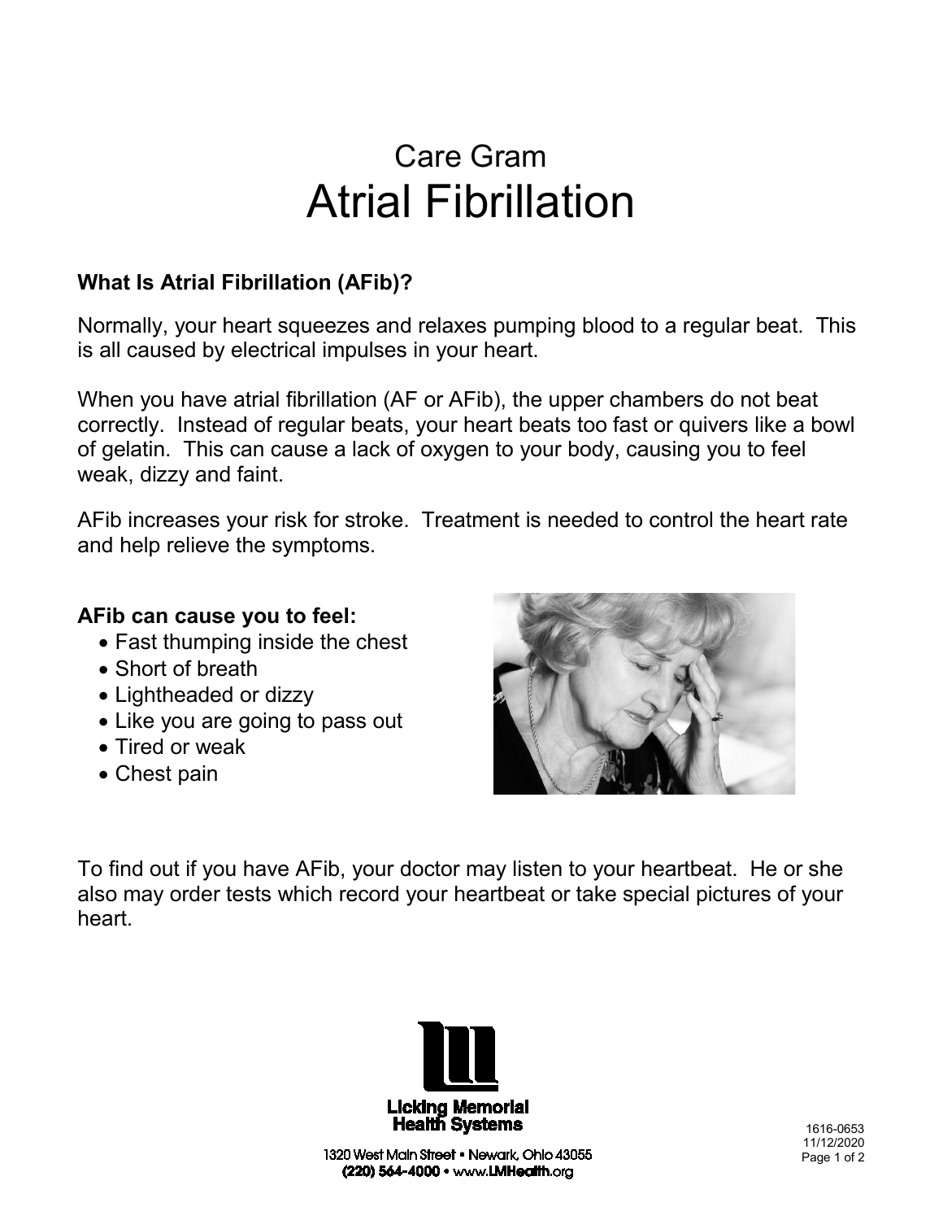# Care Gram
# Atrial Fibrillation

## What Is Atrial Fibrillation (AFib)?

Normally, your heart squeezes and relaxes pumping blood to a regular beat. This is all caused by electrical impulses in your heart.

When you have atrial fibrillation (AF or AFib), the upper chambers do not beat correctly. Instead of regular beats, your heart beats too fast or quivers like a bowl of gelatin. This can cause a lack of oxygen to your body, causing you to feel weak, dizzy and faint.

AFib increases your risk for stroke. Treatment is needed to control the heart rate and help relieve the symptoms.

## AFib can cause you to feel:

- Fast thumping inside the chest
- Short of breath
- Lightheaded or dizzy
- Like you are going to pass out
- Tired or weak
- Chest pain

To find out if you have AFib, your doctor may listen to your heartbeat. He or she also may order tests which record your heartbeat or take special pictures of your heart.

Licking Memorial Health Systems

1320 West Main Street • Newark, Ohio 43055
(220) 564-4000 • www.LMHealth.org

1616-0653
11/12/2020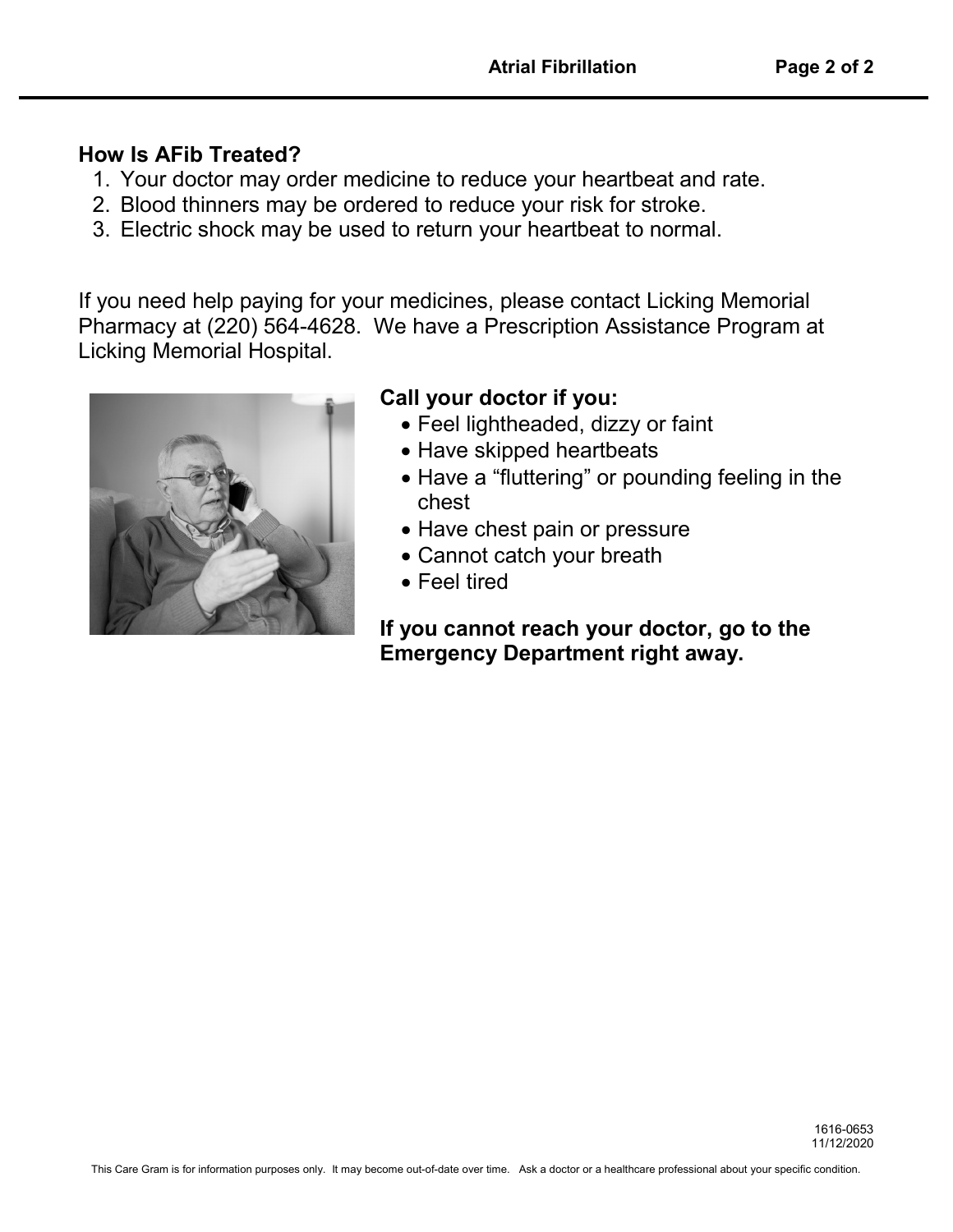## How Is AFib Treated?

1. Your doctor may order medicine to reduce your heartbeat and rate.
2. Blood thinners may be ordered to reduce your risk for stroke.
3. Electric shock may be used to return your heartbeat to normal.

If you need help paying for your medicines, please contact Licking Memorial Pharmacy at (220) 564-4628. We have a Prescription Assistance Program at Licking Memorial Hospital.

**Call your doctor if you:**

- Feel lightheaded, dizzy or faint
- Have skipped heartbeats
- Have a "fluttering" or pounding feeling in the chest
- Have chest pain or pressure
- Cannot catch your breath
- Feel tired

**If you cannot reach your doctor, go to the Emergency Department right away.**

1616-0653
11/12/2020

This Care Gram is for information purposes only. It may become out-of-date over time. Ask a doctor or a healthcare professional about your specific condition.